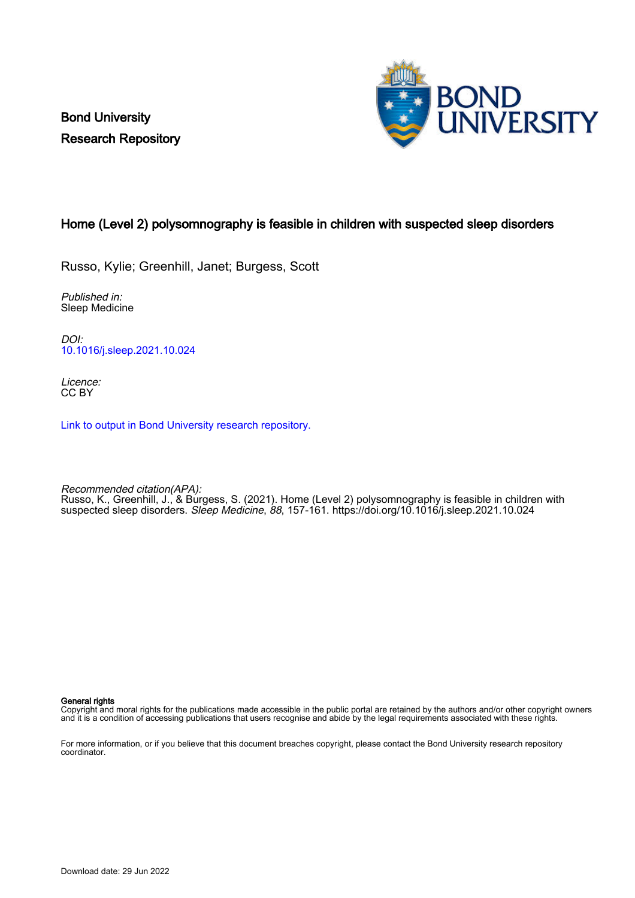Bond University
Research Repository

# Home (Level 2) polysomnography is feasible in children with suspected sleep disorders

Russo, Kylie; Greenhill, Janet; Burgess, Scott

*Published in:*
Sleep Medicine

*DOI:*
10.1016/j.sleep.2021.10.024

*Licence:*
CC BY

Link to output in Bond University research repository.

*Recommended citation(APA):*
Russo, K., Greenhill, J., & Burgess, S. (2021). Home (Level 2) polysomnography is feasible in children with suspected sleep disorders. *Sleep Medicine*, *88*, 157-161. https://doi.org/10.1016/j.sleep.2021.10.024

**General rights**
Copyright and moral rights for the publications made accessible in the public portal are retained by the authors and/or other copyright owners and it is a condition of accessing publications that users recognise and abide by the legal requirements associated with these rights.

For more information, or if you believe that this document breaches copyright, please contact the Bond University research repository coordinator.

Download date: 29 Jun 2022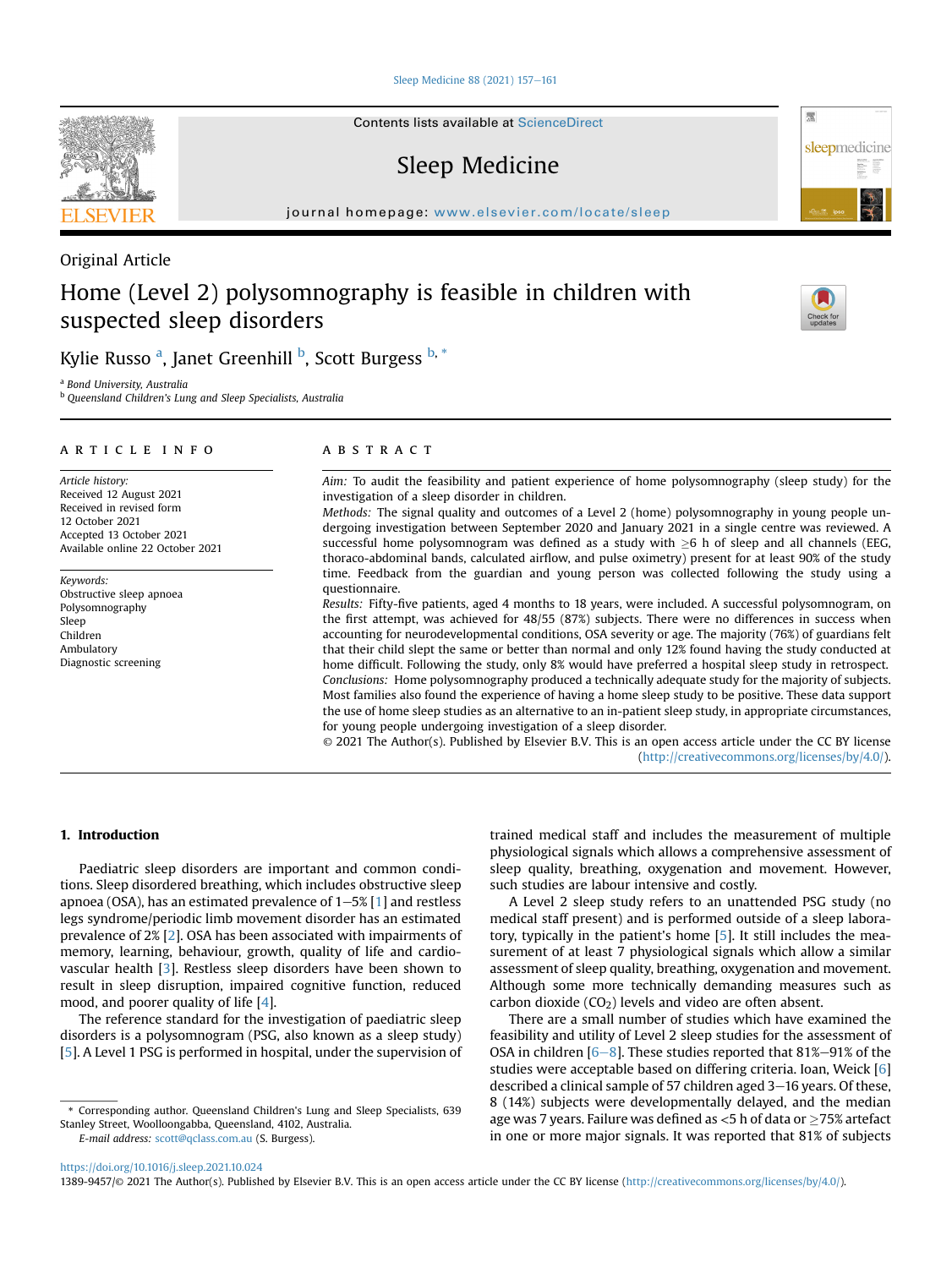Original Article

# Home (Level 2) polysomnography is feasible in children with suspected sleep disorders

Kylie Russo [a], Janet Greenhill [b], Scott Burgess [b, *]

[a] Bond University, Australia
[b] Queensland Children's Lung and Sleep Specialists, Australia

## ARTICLE INFO

*Article history:*
Received 12 August 2021
Received in revised form
12 October 2021
Accepted 13 October 2021
Available online 22 October 2021

*Keywords:*
Obstructive sleep apnoea
Polysomnography
Sleep
Children
Ambulatory
Diagnostic screening

## ABSTRACT

*Aim:* To audit the feasibility and patient experience of home polysomnography (sleep study) for the investigation of a sleep disorder in children.

*Methods:* The signal quality and outcomes of a Level 2 (home) polysomnography in young people undergoing investigation between September 2020 and January 2021 in a single centre was reviewed. A successful home polysomnogram was defined as a study with ≥6 h of sleep and all channels (EEG, thoraco-abdominal bands, calculated airflow, and pulse oximetry) present for at least 90% of the study time. Feedback from the guardian and young person was collected following the study using a questionnaire.

*Results:* Fifty-five patients, aged 4 months to 18 years, were included. A successful polysomnogram, on the first attempt, was achieved for 48/55 (87%) subjects. There were no differences in success when accounting for neurodevelopmental conditions, OSA severity or age. The majority (76%) of guardians felt that their child slept the same or better than normal and only 12% found having the study conducted at home difficult. Following the study, only 8% would have preferred a hospital sleep study in retrospect.

*Conclusions:* Home polysomnography produced a technically adequate study for the majority of subjects. Most families also found the experience of having a home sleep study to be positive. These data support the use of home sleep studies as an alternative to an in-patient sleep study, in appropriate circumstances, for young people undergoing investigation of a sleep disorder.

© 2021 The Author(s). Published by Elsevier B.V. This is an open access article under the CC BY license (http://creativecommons.org/licenses/by/4.0/).

## 1. Introduction

Paediatric sleep disorders are important and common conditions. Sleep disordered breathing, which includes obstructive sleep apnoea (OSA), has an estimated prevalence of 1–5% [1] and restless legs syndrome/periodic limb movement disorder has an estimated prevalence of 2% [2]. OSA has been associated with impairments of memory, learning, behaviour, growth, quality of life and cardiovascular health [3]. Restless sleep disorders have been shown to result in sleep disruption, impaired cognitive function, reduced mood, and poorer quality of life [4].

The reference standard for the investigation of paediatric sleep disorders is a polysomnogram (PSG, also known as a sleep study) [5]. A Level 1 PSG is performed in hospital, under the supervision of trained medical staff and includes the measurement of multiple physiological signals which allows a comprehensive assessment of sleep quality, breathing, oxygenation and movement. However, such studies are labour intensive and costly.

A Level 2 sleep study refers to an unattended PSG study (no medical staff present) and is performed outside of a sleep laboratory, typically in the patient's home [5]. It still includes the measurement of at least 7 physiological signals which allow a similar assessment of sleep quality, breathing, oxygenation and movement. Although some more technically demanding measures such as carbon dioxide ($CO_2$) levels and video are often absent.

There are a small number of studies which have examined the feasibility and utility of Level 2 sleep studies for the assessment of OSA in children [6–8]. These studies reported that 81%–91% of the studies were acceptable based on differing criteria. Ioan, Weick [6] described a clinical sample of 57 children aged 3–16 years. Of these, 8 (14%) subjects were developmentally delayed, and the median age was 7 years. Failure was defined as <5 h of data or ≥75% artefact in one or more major signals. It was reported that 81% of subjects

\* Corresponding author. Queensland Children's Lung and Sleep Specialists, 639 Stanley Street, Woolloongabba, Queensland, 4102, Australia.
E-mail address: scott@qclass.com.au (S. Burgess).

https://doi.org/10.1016/j.sleep.2021.10.024
1389-9457/© 2021 The Author(s). Published by Elsevier B.V. This is an open access article under the CC BY license (http://creativecommons.org/licenses/by/4.0/).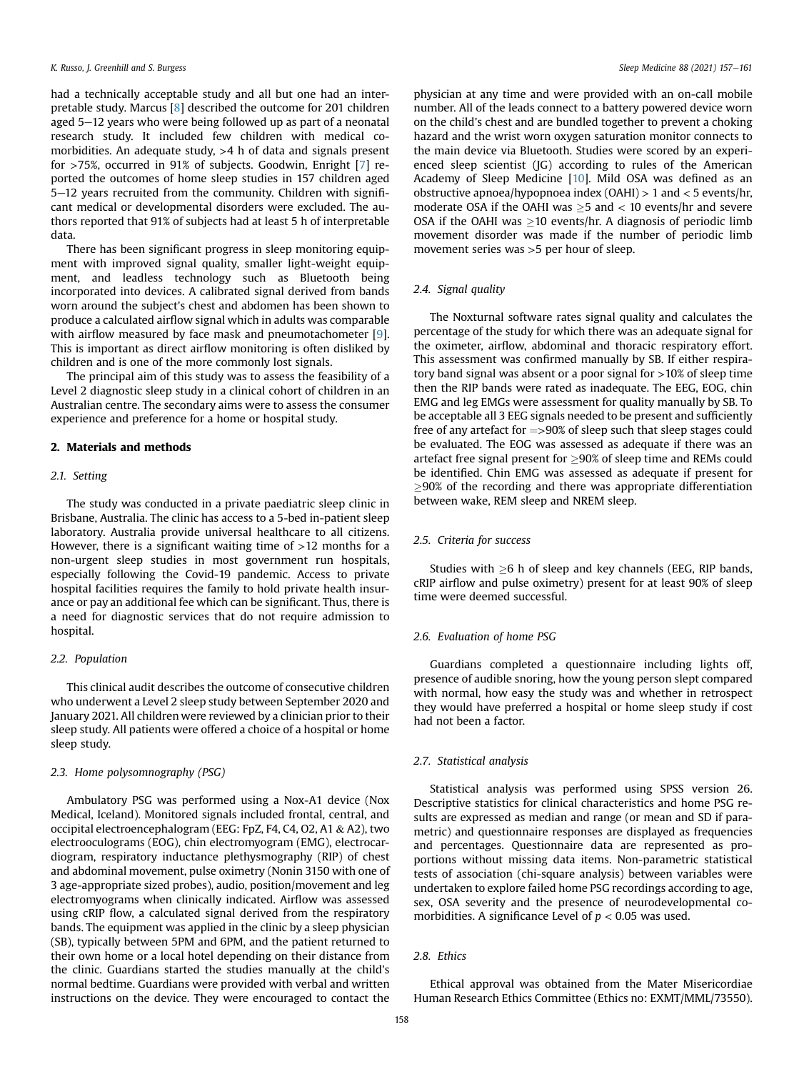had a technically acceptable study and all but one had an interpretable study. Marcus [8] described the outcome for 201 children aged 5–12 years who were being followed up as part of a neonatal research study. It included few children with medical comorbidities. An adequate study, >4 h of data and signals present for >75%, occurred in 91% of subjects. Goodwin, Enright [7] reported the outcomes of home sleep studies in 157 children aged 5–12 years recruited from the community. Children with significant medical or developmental disorders were excluded. The authors reported that 91% of subjects had at least 5 h of interpretable data.

There has been significant progress in sleep monitoring equipment with improved signal quality, smaller light-weight equipment, and leadless technology such as Bluetooth being incorporated into devices. A calibrated signal derived from bands worn around the subject's chest and abdomen has been shown to produce a calculated airflow signal which in adults was comparable with airflow measured by face mask and pneumotachometer [9]. This is important as direct airflow monitoring is often disliked by children and is one of the more commonly lost signals.

The principal aim of this study was to assess the feasibility of a Level 2 diagnostic sleep study in a clinical cohort of children in an Australian centre. The secondary aims were to assess the consumer experience and preference for a home or hospital study.

## 2. Materials and methods

### 2.1. Setting

The study was conducted in a private paediatric sleep clinic in Brisbane, Australia. The clinic has access to a 5-bed in-patient sleep laboratory. Australia provide universal healthcare to all citizens. However, there is a significant waiting time of >12 months for a non-urgent sleep studies in most government run hospitals, especially following the Covid-19 pandemic. Access to private hospital facilities requires the family to hold private health insurance or pay an additional fee which can be significant. Thus, there is a need for diagnostic services that do not require admission to hospital.

### 2.2. Population

This clinical audit describes the outcome of consecutive children who underwent a Level 2 sleep study between September 2020 and January 2021. All children were reviewed by a clinician prior to their sleep study. All patients were offered a choice of a hospital or home sleep study.

### 2.3. Home polysomnography (PSG)

Ambulatory PSG was performed using a Nox-A1 device (Nox Medical, Iceland). Monitored signals included frontal, central, and occipital electroencephalogram (EEG: FpZ, F4, C4, O2, A1 & A2), two electrooculograms (EOG), chin electromyogram (EMG), electrocardiogram, respiratory inductance plethysmography (RIP) of chest and abdominal movement, pulse oximetry (Nonin 3150 with one of 3 age-appropriate sized probes), audio, position/movement and leg electromyograms when clinically indicated. Airflow was assessed using cRIP flow, a calculated signal derived from the respiratory bands. The equipment was applied in the clinic by a sleep physician (SB), typically between 5PM and 6PM, and the patient returned to their own home or a local hotel depending on their distance from the clinic. Guardians started the studies manually at the child's normal bedtime. Guardians were provided with verbal and written instructions on the device. They were encouraged to contact the physician at any time and were provided with an on-call mobile number. All of the leads connect to a battery powered device worn on the child's chest and are bundled together to prevent a choking hazard and the wrist worn oxygen saturation monitor connects to the main device via Bluetooth. Studies were scored by an experienced sleep scientist (JG) according to rules of the American Academy of Sleep Medicine [10]. Mild OSA was defined as an obstructive apnoea/hypopnoea index (OAHI) > 1 and < 5 events/hr, moderate OSA if the OAHI was $\geq$5 and < 10 events/hr and severe OSA if the OAHI was $\geq$10 events/hr. A diagnosis of periodic limb movement disorder was made if the number of periodic limb movement series was >5 per hour of sleep.

### 2.4. Signal quality

The Noxturnal software rates signal quality and calculates the percentage of the study for which there was an adequate signal for the oximeter, airflow, abdominal and thoracic respiratory effort. This assessment was confirmed manually by SB. If either respiratory band signal was absent or a poor signal for >10% of sleep time then the RIP bands were rated as inadequate. The EEG, EOG, chin EMG and leg EMGs were assessment for quality manually by SB. To be acceptable all 3 EEG signals needed to be present and sufficiently free of any artefact for =>90% of sleep such that sleep stages could be evaluated. The EOG was assessed as adequate if there was an artefact free signal present for $\geq$90% of sleep time and REMs could be identified. Chin EMG was assessed as adequate if present for $\geq$90% of the recording and there was appropriate differentiation between wake, REM sleep and NREM sleep.

### 2.5. Criteria for success

Studies with $\geq$6 h of sleep and key channels (EEG, RIP bands, cRIP airflow and pulse oximetry) present for at least 90% of sleep time were deemed successful.

### 2.6. Evaluation of home PSG

Guardians completed a questionnaire including lights off, presence of audible snoring, how the young person slept compared with normal, how easy the study was and whether in retrospect they would have preferred a hospital or home sleep study if cost had not been a factor.

### 2.7. Statistical analysis

Statistical analysis was performed using SPSS version 26. Descriptive statistics for clinical characteristics and home PSG results are expressed as median and range (or mean and SD if parametric) and questionnaire responses are displayed as frequencies and percentages. Questionnaire data are represented as proportions without missing data items. Non-parametric statistical tests of association (chi-square analysis) between variables were undertaken to explore failed home PSG recordings according to age, sex, OSA severity and the presence of neurodevelopmental comorbidities. A significance Level of $p < 0.05$ was used.

### 2.8. Ethics

Ethical approval was obtained from the Mater Misericordiae Human Research Ethics Committee (Ethics no: EXMT/MML/73550).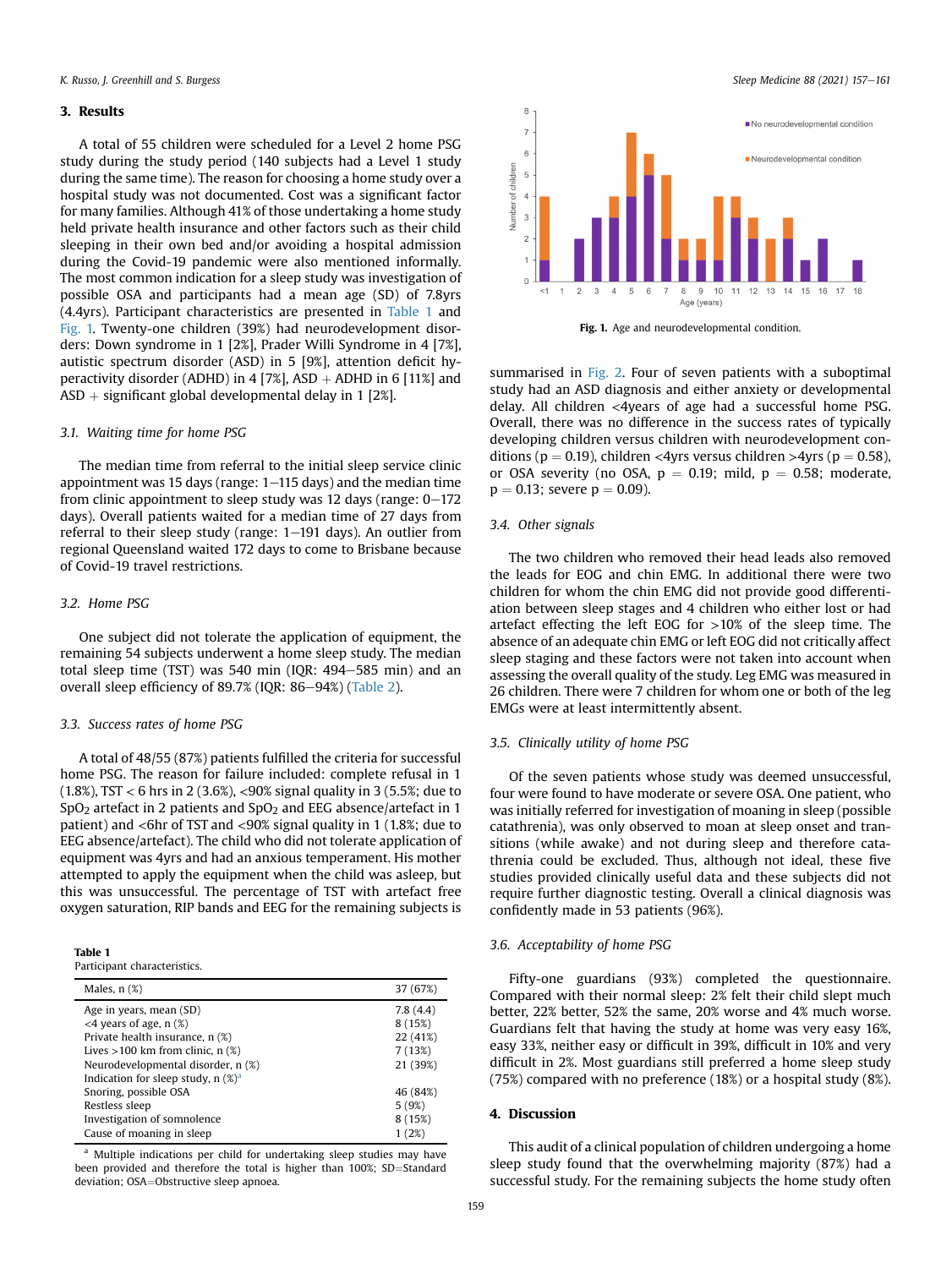## 3. Results

A total of 55 children were scheduled for a Level 2 home PSG study during the study period (140 subjects had a Level 1 study during the same time). The reason for choosing a home study over a hospital study was not documented. Cost was a significant factor for many families. Although 41% of those undertaking a home study held private health insurance and other factors such as their child sleeping in their own bed and/or avoiding a hospital admission during the Covid-19 pandemic were also mentioned informally. The most common indication for a sleep study was investigation of possible OSA and participants had a mean age (SD) of 7.8yrs (4.4yrs). Participant characteristics are presented in Table 1 and Fig. 1. Twenty-one children (39%) had neurodevelopment disorders: Down syndrome in 1 [2%], Prader Willi Syndrome in 4 [7%], autistic spectrum disorder (ASD) in 5 [9%], attention deficit hyperactivity disorder (ADHD) in 4 [7%], ASD + ADHD in 6 [11%] and ASD + significant global developmental delay in 1 [2%].

### 3.1. Waiting time for home PSG

The median time from referral to the initial sleep service clinic appointment was 15 days (range: 1–115 days) and the median time from clinic appointment to sleep study was 12 days (range: 0–172 days). Overall patients waited for a median time of 27 days from referral to their sleep study (range: 1–191 days). An outlier from regional Queensland waited 172 days to come to Brisbane because of Covid-19 travel restrictions.

### 3.2. Home PSG

One subject did not tolerate the application of equipment, the remaining 54 subjects underwent a home sleep study. The median total sleep time (TST) was 540 min (IQR: 494–585 min) and an overall sleep efficiency of 89.7% (IQR: 86–94%) (Table 2).

### 3.3. Success rates of home PSG

A total of 48/55 (87%) patients fulfilled the criteria for successful home PSG. The reason for failure included: complete refusal in 1 (1.8%), TST < 6 hrs in 2 (3.6%), <90% signal quality in 3 (5.5%; due to $SpO_2$ artefact in 2 patients and $SpO_2$ and EEG absence/artefact in 1 patient) and <6hr of TST and <90% signal quality in 1 (1.8%; due to EEG absence/artefact). The child who did not tolerate application of equipment was 4yrs and had an anxious temperament. His mother attempted to apply the equipment when the child was asleep, but this was unsuccessful. The percentage of TST with artefact free oxygen saturation, RIP bands and EEG for the remaining subjects is summarised in Fig. 2. Four of seven patients with a suboptimal study had an ASD diagnosis and either anxiety or developmental delay. All children <4years of age had a successful home PSG. Overall, there was no difference in the success rates of typically developing children versus children with neurodevelopment conditions ($p = 0.19$), children <4yrs versus children >4yrs ($p = 0.58$), or OSA severity (no OSA, $p = 0.19$; mild, $p = 0.58$; moderate, $p = 0.13$; severe $p = 0.09$).

**Table 1**
Participant characteristics.

| | |
|---|---|
| Males, n (%) | 37 (67%) |
| Age in years, mean (SD) | 7.8 (4.4) |
| <4 years of age, n (%) | 8 (15%) |
| Private health insurance, n (%) | 22 (41%) |
| Lives >100 km from clinic, n (%) | 7 (13%) |
| Neurodevelopmental disorder, n (%) | 21 (39%) |
| Indication for sleep study, n (%)[a] | |
| Snoring, possible OSA | 46 (84%) |
| Restless sleep | 5 (9%) |
| Investigation of somnolence | 8 (15%) |
| Cause of moaning in sleep | 1 (2%) |

[a] Multiple indications per child for undertaking sleep studies may have been provided and therefore the total is higher than 100%; SD=Standard deviation; OSA=Obstructive sleep apnoea.

**Fig. 1.** Age and neurodevelopmental condition.

### 3.4. Other signals

The two children who removed their head leads also removed the leads for EOG and chin EMG. In additional there were two children for whom the chin EMG did not provide good differentiation between sleep stages and 4 children who either lost or had artefact effecting the left EOG for >10% of the sleep time. The absence of an adequate chin EMG or left EOG did not critically affect sleep staging and these factors were not taken into account when assessing the overall quality of the study. Leg EMG was measured in 26 children. There were 7 children for whom one or both of the leg EMGs were at least intermittently absent.

### 3.5. Clinically utility of home PSG

Of the seven patients whose study was deemed unsuccessful, four were found to have moderate or severe OSA. One patient, who was initially referred for investigation of moaning in sleep (possible catathrenia), was only observed to moan at sleep onset and transitions (while awake) and not during sleep and therefore catathrenia could be excluded. Thus, although not ideal, these five studies provided clinically useful data and these subjects did not require further diagnostic testing. Overall a clinical diagnosis was confidently made in 53 patients (96%).

### 3.6. Acceptability of home PSG

Fifty-one guardians (93%) completed the questionnaire. Compared with their normal sleep: 2% felt their child slept much better, 22% better, 52% the same, 20% worse and 4% much worse. Guardians felt that having the study at home was very easy 16%, easy 33%, neither easy or difficult in 39%, difficult in 10% and very difficult in 2%. Most guardians still preferred a home sleep study (75%) compared with no preference (18%) or a hospital study (8%).

## 4. Discussion

This audit of a clinical population of children undergoing a home sleep study found that the overwhelming majority (87%) had a successful study. For the remaining subjects the home study often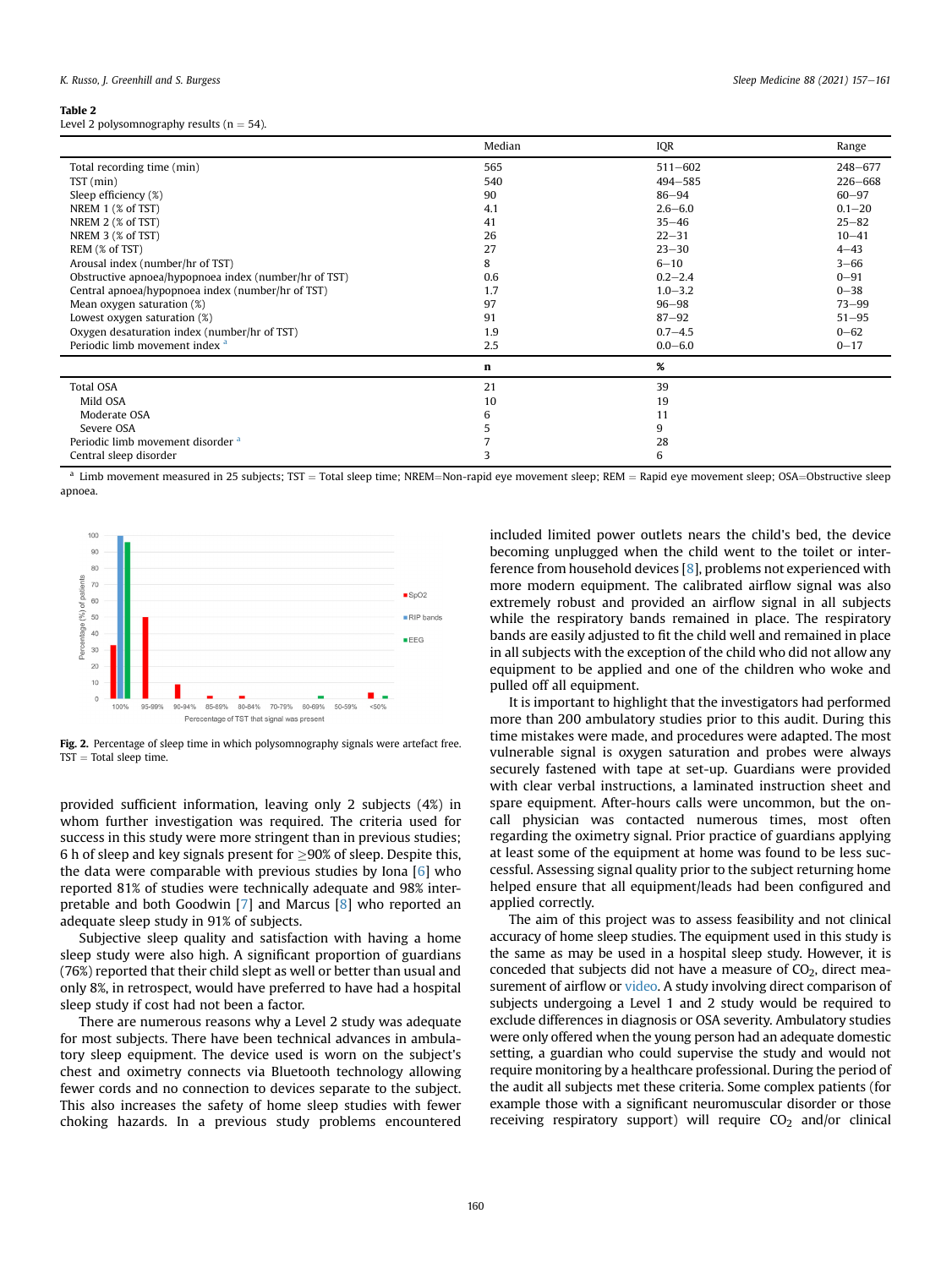**Table 2**
Level 2 polysomnography results (n = 54).

| | Median | IQR | Range |
|---|---|---|---|
| Total recording time (min) | 565 | 511–602 | 248–677 |
| TST (min) | 540 | 494–585 | 226–668 |
| Sleep efficiency (%) | 90 | 86–94 | 60–97 |
| NREM 1 (% of TST) | 4.1 | 2.6–6.0 | 0.1–20 |
| NREM 2 (% of TST) | 41 | 35–46 | 25–82 |
| NREM 3 (% of TST) | 26 | 22–31 | 10–41 |
| REM (% of TST) | 27 | 23–30 | 4–43 |
| Arousal index (number/hr of TST) | 8 | 6–10 | 3–66 |
| Obstructive apnoea/hypopnoea index (number/hr of TST) | 0.6 | 0.2–2.4 | 0–91 |
| Central apnoea/hypopnoea index (number/hr of TST) | 1.7 | 1.0–3.2 | 0–38 |
| Mean oxygen saturation (%) | 97 | 96–98 | 73–99 |
| Lowest oxygen saturation (%) | 91 | 87–92 | 51–95 |
| Oxygen desaturation index (number/hr of TST) | 1.9 | 0.7–4.5 | 0–62 |
| Periodic limb movement index [a] | 2.5 | 0.0–6.0 | 0–17 |
| | **n** | **%** | |
| Total OSA | 21 | 39 | |
| Mild OSA | 10 | 19 | |
| Moderate OSA | 6 | 11 | |
| Severe OSA | 5 | 9 | |
| Periodic limb movement disorder [a] | 7 | 28 | |
| Central sleep disorder | 3 | 6 | |

[a] Limb movement measured in 25 subjects; TST = Total sleep time; NREM=Non-rapid eye movement sleep; REM = Rapid eye movement sleep; OSA=Obstructive sleep apnoea.

**Fig. 2.** Percentage of sleep time in which polysomnography signals were artefact free. TST = Total sleep time.

provided sufficient information, leaving only 2 subjects (4%) in whom further investigation was required. The criteria used for success in this study were more stringent than in previous studies; 6 h of sleep and key signals present for ≥90% of sleep. Despite this, the data were comparable with previous studies by Iona [6] who reported 81% of studies were technically adequate and 98% interpretable and both Goodwin [7] and Marcus [8] who reported an adequate sleep study in 91% of subjects.

Subjective sleep quality and satisfaction with having a home sleep study were also high. A significant proportion of guardians (76%) reported that their child slept as well or better than usual and only 8%, in retrospect, would have preferred to have had a hospital sleep study if cost had not been a factor.

There are numerous reasons why a Level 2 study was adequate for most subjects. There have been technical advances in ambulatory sleep equipment. The device used is worn on the subject's chest and oximetry connects via Bluetooth technology allowing fewer cords and no connection to devices separate to the subject. This also increases the safety of home sleep studies with fewer choking hazards. In a previous study problems encountered included limited power outlets nears the child's bed, the device becoming unplugged when the child went to the toilet or interference from household devices [8], problems not experienced with more modern equipment. The calibrated airflow signal was also extremely robust and provided an airflow signal in all subjects while the respiratory bands remained in place. The respiratory bands are easily adjusted to fit the child well and remained in place in all subjects with the exception of the child who did not allow any equipment to be applied and one of the children who woke and pulled off all equipment.

It is important to highlight that the investigators had performed more than 200 ambulatory studies prior to this audit. During this time mistakes were made, and procedures were adapted. The most vulnerable signal is oxygen saturation and probes were always securely fastened with tape at set-up. Guardians were provided with clear verbal instructions, a laminated instruction sheet and spare equipment. After-hours calls were uncommon, but the on-call physician was contacted numerous times, most often regarding the oximetry signal. Prior practice of guardians applying at least some of the equipment at home was found to be less successful. Assessing signal quality prior to the subject returning home helped ensure that all equipment/leads had been configured and applied correctly.

The aim of this project was to assess feasibility and not clinical accuracy of home sleep studies. The equipment used in this study is the same as may be used in a hospital sleep study. However, it is conceded that subjects did not have a measure of $CO_2$, direct measurement of airflow or video. A study involving direct comparison of subjects undergoing a Level 1 and 2 study would be required to exclude differences in diagnosis or OSA severity. Ambulatory studies were only offered when the young person had an adequate domestic setting, a guardian who could supervise the study and would not require monitoring by a healthcare professional. During the period of the audit all subjects met these criteria. Some complex patients (for example those with a significant neuromuscular disorder or those receiving respiratory support) will require $CO_2$ and/or clinical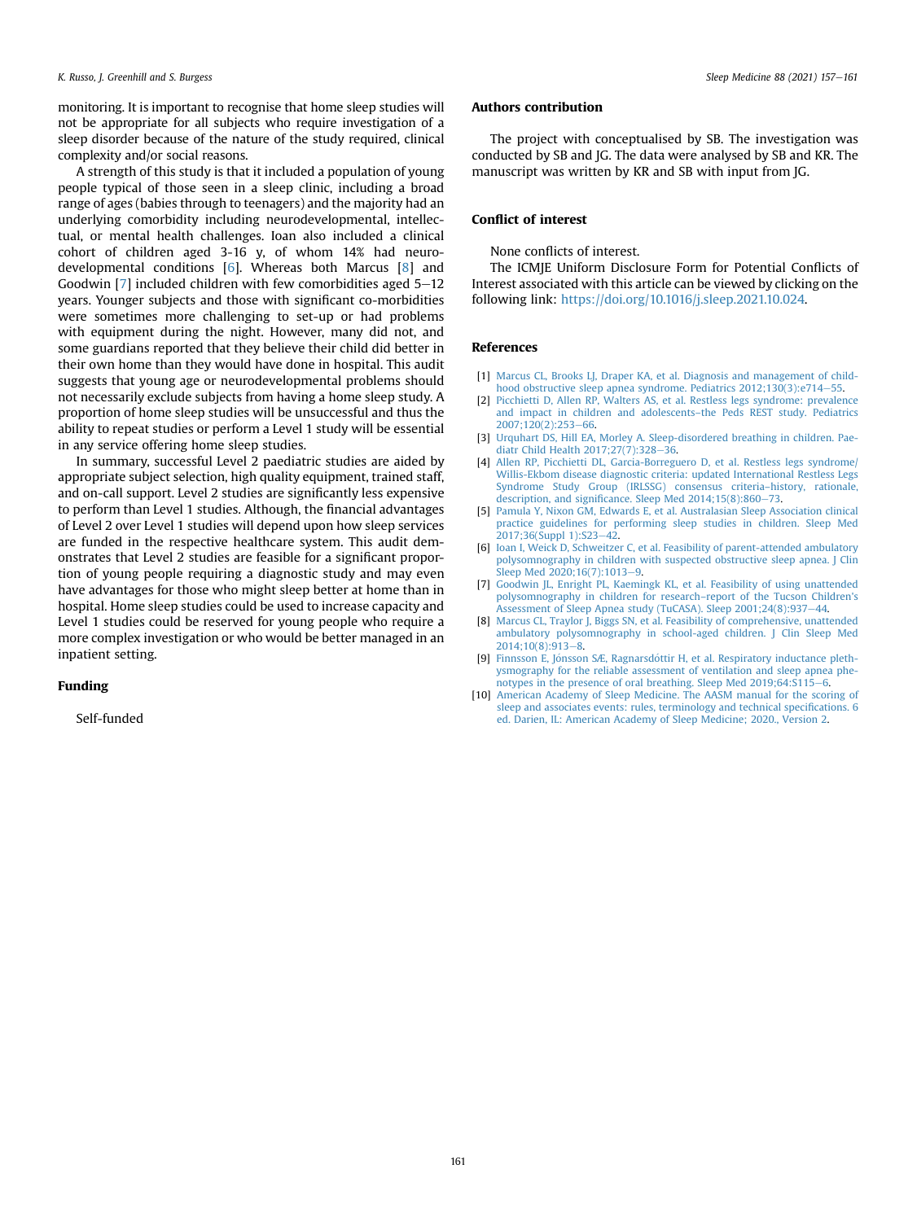monitoring. It is important to recognise that home sleep studies will not be appropriate for all subjects who require investigation of a sleep disorder because of the nature of the study required, clinical complexity and/or social reasons.

A strength of this study is that it included a population of young people typical of those seen in a sleep clinic, including a broad range of ages (babies through to teenagers) and the majority had an underlying comorbidity including neurodevelopmental, intellectual, or mental health challenges. Ioan also included a clinical cohort of children aged 3-16 y, of whom 14% had neurodevelopmental conditions [6]. Whereas both Marcus [8] and Goodwin [7] included children with few comorbidities aged 5–12 years. Younger subjects and those with significant co-morbidities were sometimes more challenging to set-up or had problems with equipment during the night. However, many did not, and some guardians reported that they believe their child did better in their own home than they would have done in hospital. This audit suggests that young age or neurodevelopmental problems should not necessarily exclude subjects from having a home sleep study. A proportion of home sleep studies will be unsuccessful and thus the ability to repeat studies or perform a Level 1 study will be essential in any service offering home sleep studies.

In summary, successful Level 2 paediatric studies are aided by appropriate subject selection, high quality equipment, trained staff, and on-call support. Level 2 studies are significantly less expensive to perform than Level 1 studies. Although, the financial advantages of Level 2 over Level 1 studies will depend upon how sleep services are funded in the respective healthcare system. This audit demonstrates that Level 2 studies are feasible for a significant proportion of young people requiring a diagnostic study and may even have advantages for those who might sleep better at home than in hospital. Home sleep studies could be used to increase capacity and Level 1 studies could be reserved for young people who require a more complex investigation or who would be better managed in an inpatient setting.

## Funding

Self-funded

## Authors contribution

The project with conceptualised by SB. The investigation was conducted by SB and JG. The data were analysed by SB and KR. The manuscript was written by KR and SB with input from JG.

## Conflict of interest

None conflicts of interest.

The ICMJE Uniform Disclosure Form for Potential Conflicts of Interest associated with this article can be viewed by clicking on the following link: https://doi.org/10.1016/j.sleep.2021.10.024.

## References

[1] Marcus CL, Brooks LJ, Draper KA, et al. Diagnosis and management of childhood obstructive sleep apnea syndrome. Pediatrics 2012;130(3):e714–55.

[2] Picchietti D, Allen RP, Walters AS, et al. Restless legs syndrome: prevalence and impact in children and adolescents–the Peds REST study. Pediatrics 2007;120(2):253–66.

[3] Urquhart DS, Hill EA, Morley A. Sleep-disordered breathing in children. Paediatr Child Health 2017;27(7):328–36.

[4] Allen RP, Picchietti DL, Garcia-Borreguero D, et al. Restless legs syndrome/Willis-Ekbom disease diagnostic criteria: updated International Restless Legs Syndrome Study Group (IRLSSG) consensus criteria–history, rationale, description, and significance. Sleep Med 2014;15(8):860–73.

[5] Pamula Y, Nixon GM, Edwards E, et al. Australasian Sleep Association clinical practice guidelines for performing sleep studies in children. Sleep Med 2017;36(Suppl 1):S23–42.

[6] Ioan I, Weick D, Schweitzer C, et al. Feasibility of parent-attended ambulatory polysomnography in children with suspected obstructive sleep apnea. J Clin Sleep Med 2020;16(7):1013–9.

[7] Goodwin JL, Enright PL, Kaemingk KL, et al. Feasibility of using unattended polysomnography in children for research–report of the Tucson Children's Assessment of Sleep Apnea study (TuCASA). Sleep 2001;24(8):937–44.

[8] Marcus CL, Traylor J, Biggs SN, et al. Feasibility of comprehensive, unattended ambulatory polysomnography in school-aged children. J Clin Sleep Med 2014;10(8):913–8.

[9] Finnsson E, Jónsson SÆ, Ragnarsdóttir H, et al. Respiratory inductance plethysmography for the reliable assessment of ventilation and sleep apnea phenotypes in the presence of oral breathing. Sleep Med 2019;64:S115–6.

[10] American Academy of Sleep Medicine. The AASM manual for the scoring of sleep and associates events: rules, terminology and technical specifications. 6 ed. Darien, IL: American Academy of Sleep Medicine; 2020., Version 2.